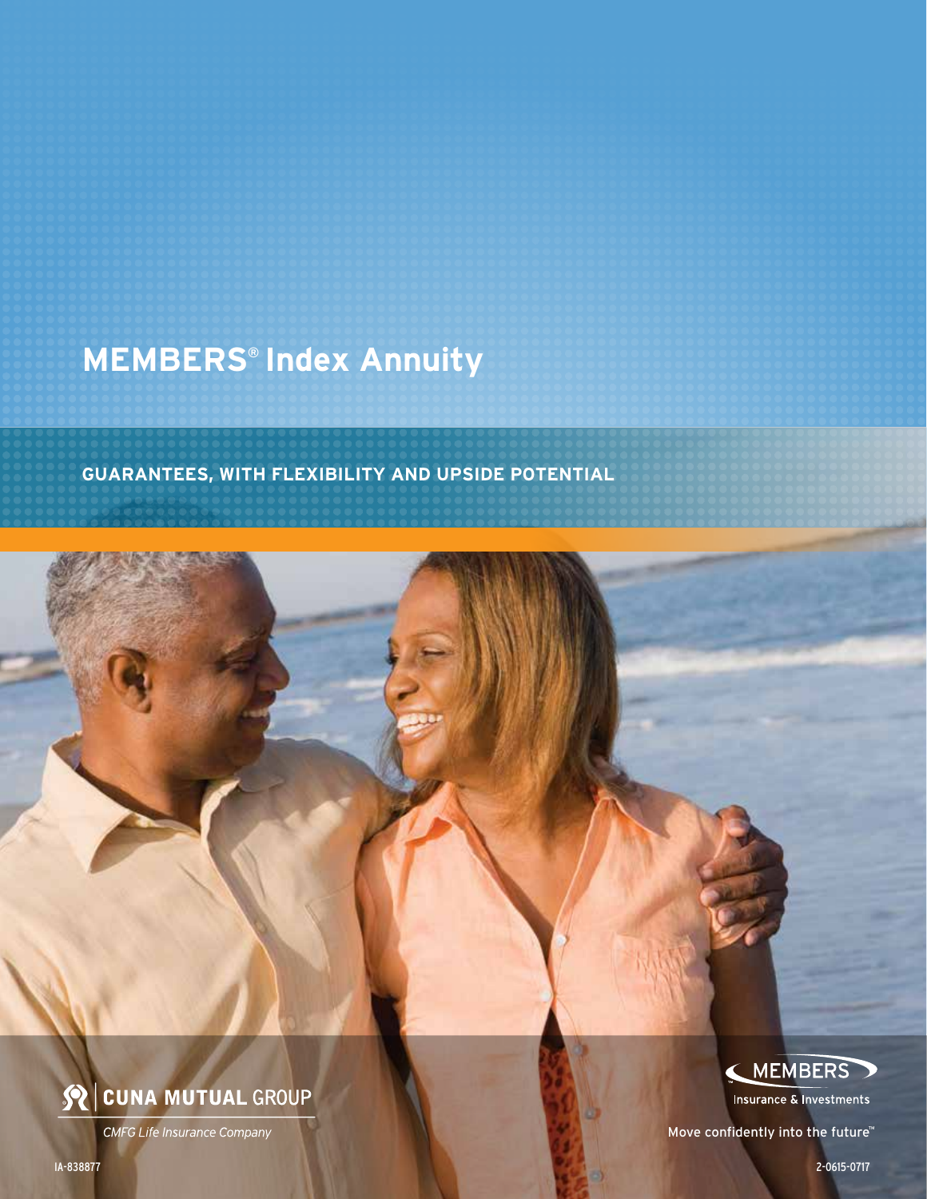# MEMBERS® Index Annuity

## GUARANTEES, WITH FLEXIBILITY AND UPSIDE POTENTIAL

CUNA MUTUAL GROUP

*CMFG Life Insurance Company*

MEMBERS

Insurance & Investments

Move confidently into the future™

IA-838877

2-0615-0717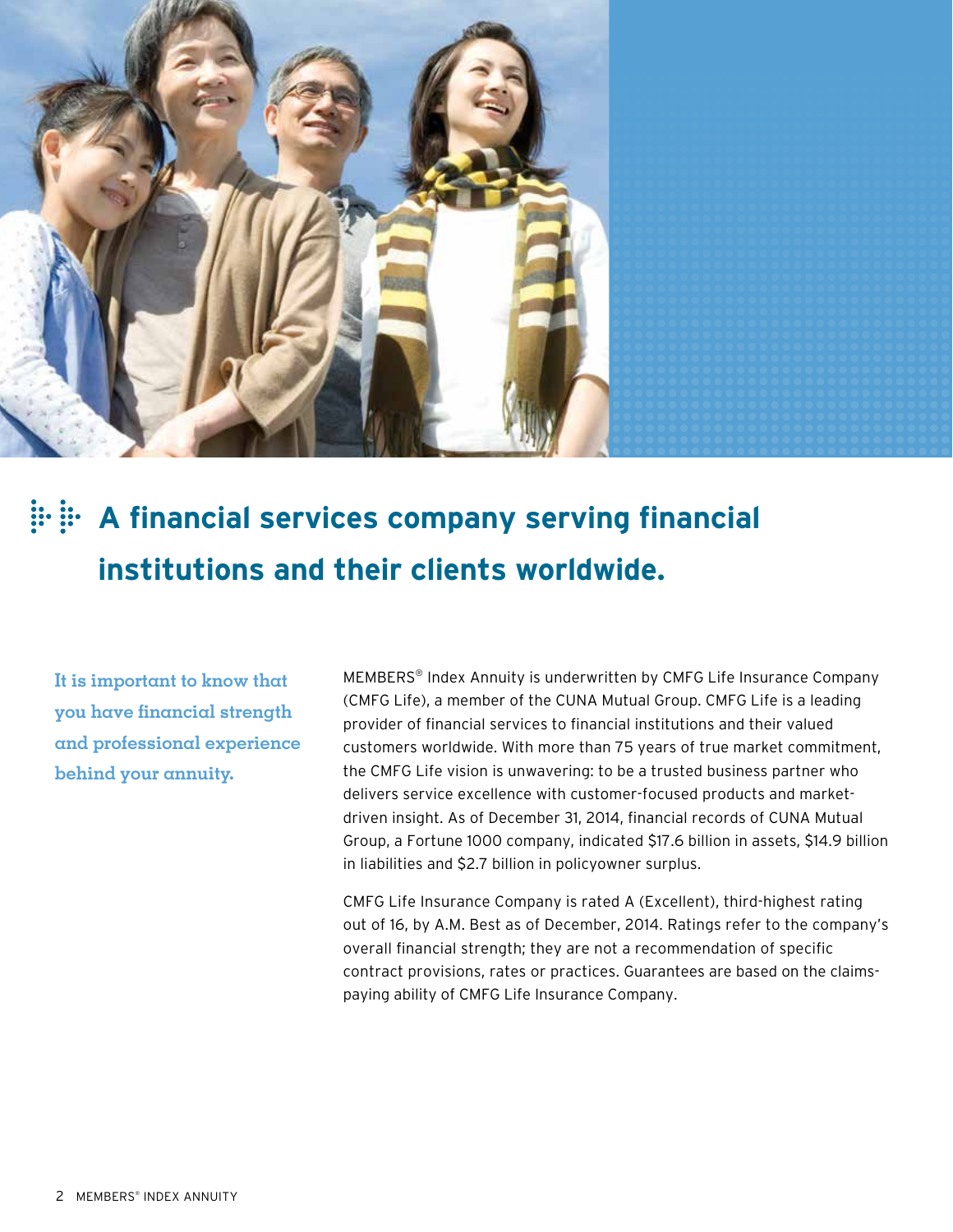## A financial services company serving financial institutions and their clients worldwide.

**It is important to know that you have financial strength and professional experience behind your annuity.**

MEMBERS® Index Annuity is underwritten by CMFG Life Insurance Company (CMFG Life), a member of the CUNA Mutual Group. CMFG Life is a leading provider of financial services to financial institutions and their valued customers worldwide. With more than 75 years of true market commitment, the CMFG Life vision is unwavering: to be a trusted business partner who delivers service excellence with customer-focused products and market-driven insight. As of December 31, 2014, financial records of CUNA Mutual Group, a Fortune 1000 company, indicated $17.6 billion in assets, $14.9 billion in liabilities and $2.7 billion in policyowner surplus.

CMFG Life Insurance Company is rated A (Excellent), third-highest rating out of 16, by A.M. Best as of December, 2014. Ratings refer to the company's overall financial strength; they are not a recommendation of specific contract provisions, rates or practices. Guarantees are based on the claims-paying ability of CMFG Life Insurance Company.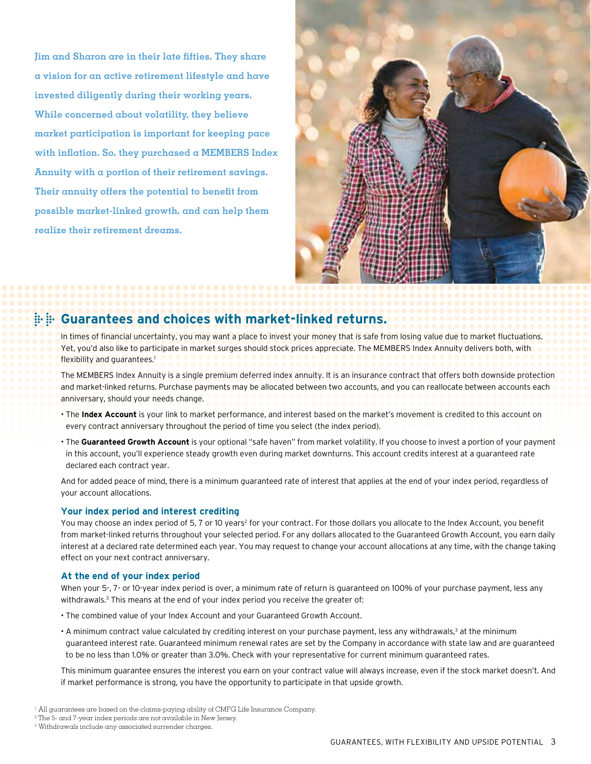**Jim and Sharon are in their late fifties. They share a vision for an active retirement lifestyle and have invested diligently during their working years. While concerned about volatility, they believe market participation is important for keeping pace with inflation. So, they purchased a MEMBERS Index Annuity with a portion of their retirement savings. Their annuity offers the potential to benefit from possible market-linked growth, and can help them realize their retirement dreams.**

## Guarantees and choices with market-linked returns.

In times of financial uncertainty, you may want a place to invest your money that is safe from losing value due to market fluctuations. Yet, you'd also like to participate in market surges should stock prices appreciate. The MEMBERS Index Annuity delivers both, with flexibility and guarantees.[1]

The MEMBERS Index Annuity is a single premium deferred index annuity. It is an insurance contract that offers both downside protection and market-linked returns. Purchase payments may be allocated between two accounts, and you can reallocate between accounts each anniversary, should your needs change.

- The **Index Account** is your link to market performance, and interest based on the market's movement is credited to this account on every contract anniversary throughout the period of time you select (the index period).
- The **Guaranteed Growth Account** is your optional "safe haven" from market volatility. If you choose to invest a portion of your payment in this account, you'll experience steady growth even during market downturns. This account credits interest at a guaranteed rate declared each contract year.

And for added peace of mind, there is a minimum guaranteed rate of interest that applies at the end of your index period, regardless of your account allocations.

### Your index period and interest crediting

You may choose an index period of 5, 7 or 10 years[2] for your contract. For those dollars you allocate to the Index Account, you benefit from market-linked returns throughout your selected period. For any dollars allocated to the Guaranteed Growth Account, you earn daily interest at a declared rate determined each year. You may request to change your account allocations at any time, with the change taking effect on your next contract anniversary.

### At the end of your index period

When your 5-, 7- or 10-year index period is over, a minimum rate of return is guaranteed on 100% of your purchase payment, less any withdrawals.[3] This means at the end of your index period you receive the greater of:

- The combined value of your Index Account and your Guaranteed Growth Account.
- A minimum contract value calculated by crediting interest on your purchase payment, less any withdrawals,[3] at the minimum guaranteed interest rate. Guaranteed minimum renewal rates are set by the Company in accordance with state law and are guaranteed to be no less than 1.0% or greater than 3.0%. Check with your representative for current minimum guaranteed rates.

This minimum guarantee ensures the interest you earn on your contract value will always increase, even if the stock market doesn't. And if market performance is strong, you have the opportunity to participate in that upside growth.

[1] All guarantees are based on the claims-paying ability of CMFG Life Insurance Company.
[2] The 5- and 7-year index periods are not available in New Jersey.
[3] Withdrawals include any associated surrender charges.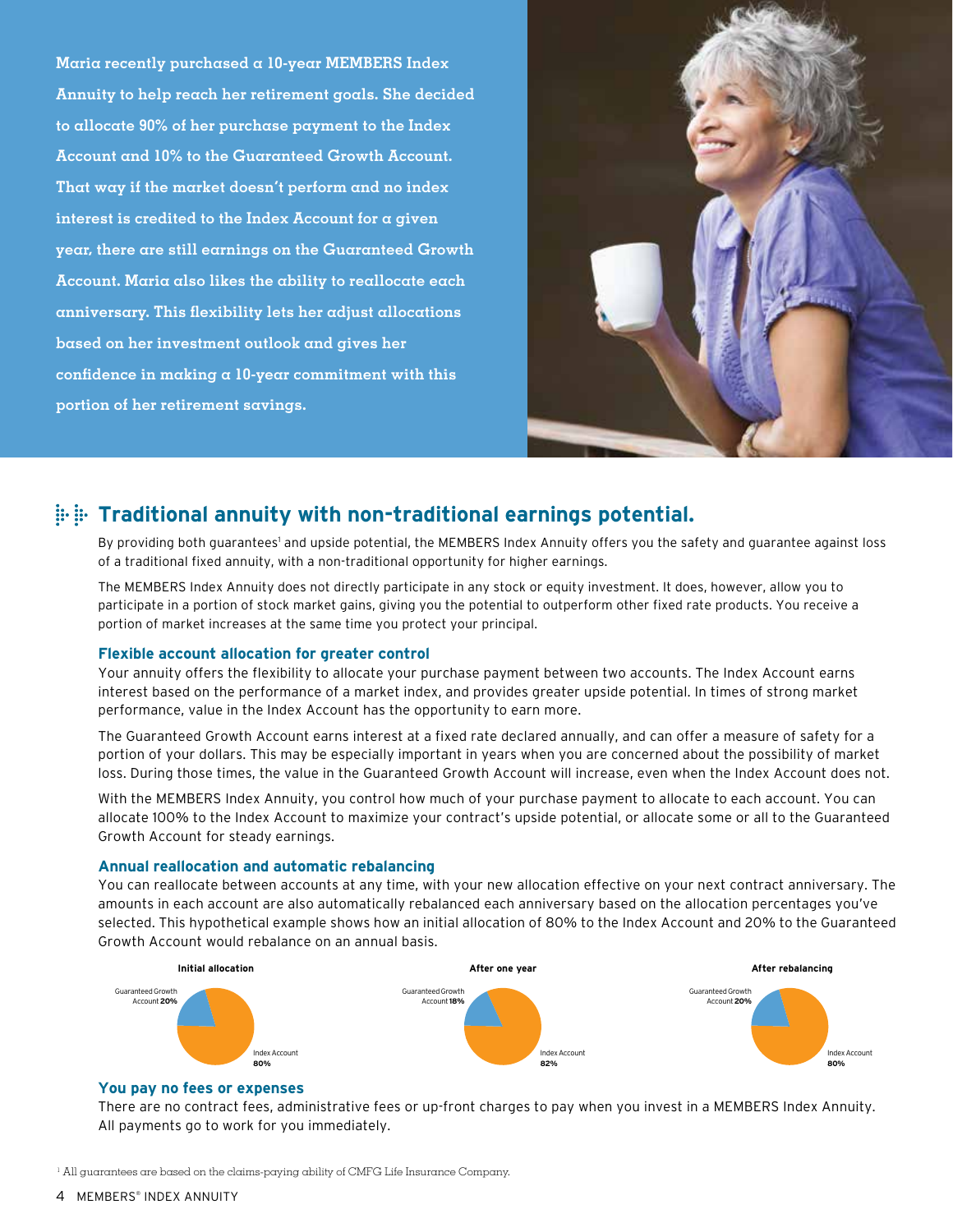**Maria recently purchased a 10-year MEMBERS Index Annuity to help reach her retirement goals. She decided to allocate 90% of her purchase payment to the Index Account and 10% to the Guaranteed Growth Account. That way if the market doesn't perform and no index interest is credited to the Index Account for a given year, there are still earnings on the Guaranteed Growth Account. Maria also likes the ability to reallocate each anniversary. This flexibility lets her adjust allocations based on her investment outlook and gives her confidence in making a 10-year commitment with this portion of her retirement savings.**

## Traditional annuity with non-traditional earnings potential.

By providing both guarantees[1] and upside potential, the MEMBERS Index Annuity offers you the safety and guarantee against loss of a traditional fixed annuity, with a non-traditional opportunity for higher earnings.

The MEMBERS Index Annuity does not directly participate in any stock or equity investment. It does, however, allow you to participate in a portion of stock market gains, giving you the potential to outperform other fixed rate products. You receive a portion of market increases at the same time you protect your principal.

### Flexible account allocation for greater control

Your annuity offers the flexibility to allocate your purchase payment between two accounts. The Index Account earns interest based on the performance of a market index, and provides greater upside potential. In times of strong market performance, value in the Index Account has the opportunity to earn more.

The Guaranteed Growth Account earns interest at a fixed rate declared annually, and can offer a measure of safety for a portion of your dollars. This may be especially important in years when you are concerned about the possibility of market loss. During those times, the value in the Guaranteed Growth Account will increase, even when the Index Account does not.

With the MEMBERS Index Annuity, you control how much of your purchase payment to allocate to each account. You can allocate 100% to the Index Account to maximize your contract's upside potential, or allocate some or all to the Guaranteed Growth Account for steady earnings.

### Annual reallocation and automatic rebalancing

You can reallocate between accounts at any time, with your new allocation effective on your next contract anniversary. The amounts in each account are also automatically rebalanced each anniversary based on the allocation percentages you've selected. This hypothetical example shows how an initial allocation of 80% to the Index Account and 20% to the Guaranteed Growth Account would rebalance on an annual basis.

| | Initial allocation | After one year | After rebalancing |
|---|---|---|---|
| Guaranteed Growth Account | **20%** | **18%** | **20%** |
| Index Account | **80%** | **82%** | **80%** |

### You pay no fees or expenses

There are no contract fees, administrative fees or up-front charges to pay when you invest in a MEMBERS Index Annuity. All payments go to work for you immediately.

[1] All guarantees are based on the claims-paying ability of CMFG Life Insurance Company.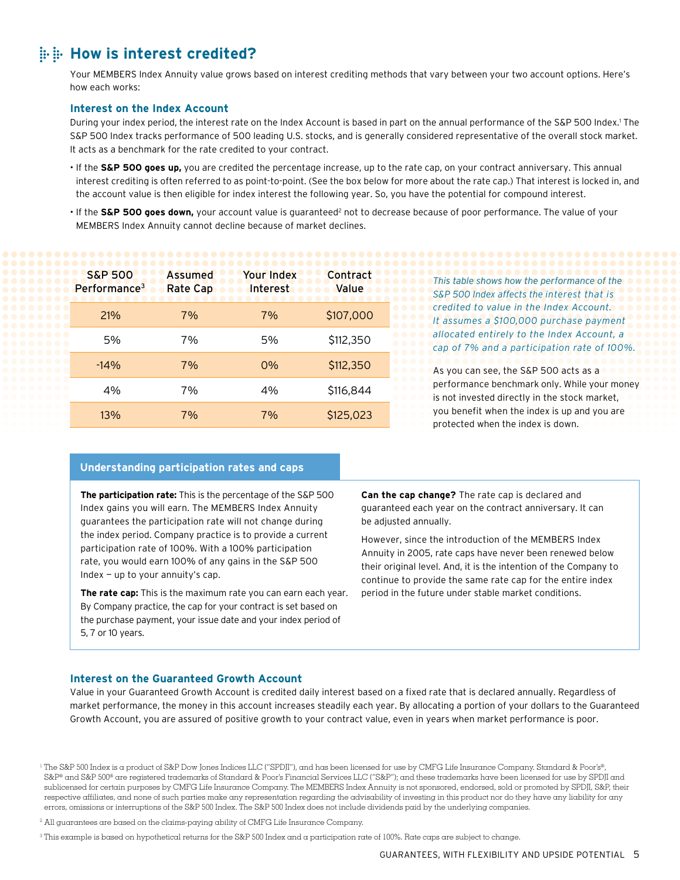## How is interest credited?

Your MEMBERS Index Annuity value grows based on interest crediting methods that vary between your two account options. Here's how each works:

### Interest on the Index Account

During your index period, the interest rate on the Index Account is based in part on the annual performance of the S&P 500 Index.[1] The S&P 500 Index tracks performance of 500 leading U.S. stocks, and is generally considered representative of the overall stock market. It acts as a benchmark for the rate credited to your contract.

- If the **S&P 500 goes up,** you are credited the percentage increase, up to the rate cap, on your contract anniversary. This annual interest crediting is often referred to as point-to-point. (See the box below for more about the rate cap.) That interest is locked in, and the account value is then eligible for index interest the following year. So, you have the potential for compound interest.
- If the **S&P 500 goes down,** your account value is guaranteed[2] not to decrease because of poor performance. The value of your MEMBERS Index Annuity cannot decline because of market declines.

| S&P 500 Performance[3] | Assumed Rate Cap | Your Index Interest | Contract Value |
|---|---|---|---|
| 21% | 7% | 7% | $107,000 |
| 5% | 7% | 5% | $112,350 |
| -14% | 7% | 0% | $112,350 |
| 4% | 7% | 4% | $116,844 |
| 13% | 7% | 7% | $125,023 |

*This table shows how the performance of the S&P 500 Index affects the interest that is credited to value in the Index Account. It assumes a $100,000 purchase payment allocated entirely to the Index Account, a cap of 7% and a participation rate of 100%.*

As you can see, the S&P 500 acts as a performance benchmark only. While your money is not invested directly in the stock market, you benefit when the index is up and you are protected when the index is down.

#### Understanding participation rates and caps

**The participation rate:** This is the percentage of the S&P 500 Index gains you will earn. The MEMBERS Index Annuity guarantees the participation rate will not change during the index period. Company practice is to provide a current participation rate of 100%. With a 100% participation rate, you would earn 100% of any gains in the S&P 500 Index — up to your annuity's cap.

**The rate cap:** This is the maximum rate you can earn each year. By Company practice, the cap for your contract is set based on the purchase payment, your issue date and your index period of 5, 7 or 10 years.

**Can the cap change?** The rate cap is declared and guaranteed each year on the contract anniversary. It can be adjusted annually.

However, since the introduction of the MEMBERS Index Annuity in 2005, rate caps have never been renewed below their original level. And, it is the intention of the Company to continue to provide the same rate cap for the entire index period in the future under stable market conditions.

### Interest on the Guaranteed Growth Account

Value in your Guaranteed Growth Account is credited daily interest based on a fixed rate that is declared annually. Regardless of market performance, the money in this account increases steadily each year. By allocating a portion of your dollars to the Guaranteed Growth Account, you are assured of positive growth to your contract value, even in years when market performance is poor.

[1] The S&P 500 Index is a product of S&P Dow Jones Indices LLC ("SPDJI"), and has been licensed for use by CMFG Life Insurance Company. Standard & Poor's®, S&P® and S&P 500® are registered trademarks of Standard & Poor's Financial Services LLC ("S&P"); and these trademarks have been licensed for use by SPDJI and sublicensed for certain purposes by CMFG Life Insurance Company. The MEMBERS Index Annuity is not sponsored, endorsed, sold or promoted by SPDJI, S&P, their respective affiliates, and none of such parties make any representation regarding the advisability of investing in this product nor do they have any liability for any errors, omissions or interruptions of the S&P 500 Index. The S&P 500 Index does not include dividends paid by the underlying companies.

[2] All guarantees are based on the claims-paying ability of CMFG Life Insurance Company.

[3] This example is based on hypothetical returns for the S&P 500 Index and a participation rate of 100%. Rate caps are subject to change.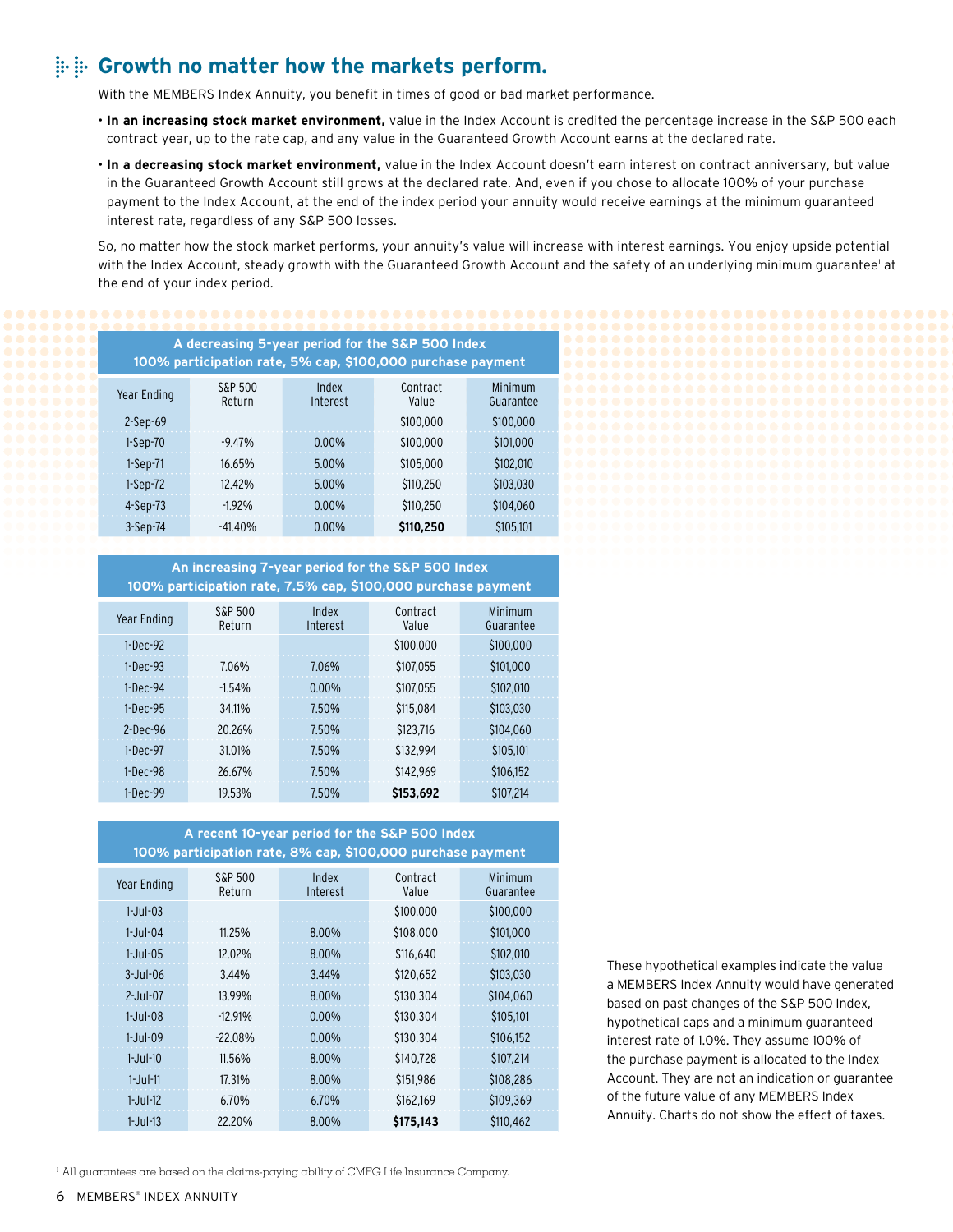## Growth no matter how the markets perform.

With the MEMBERS Index Annuity, you benefit in times of good or bad market performance.

- **In an increasing stock market environment,** value in the Index Account is credited the percentage increase in the S&P 500 each contract year, up to the rate cap, and any value in the Guaranteed Growth Account earns at the declared rate.
- **In a decreasing stock market environment,** value in the Index Account doesn't earn interest on contract anniversary, but value in the Guaranteed Growth Account still grows at the declared rate. And, even if you chose to allocate 100% of your purchase payment to the Index Account, at the end of the index period your annuity would receive earnings at the minimum guaranteed interest rate, regardless of any S&P 500 losses.

So, no matter how the stock market performs, your annuity's value will increase with interest earnings. You enjoy upside potential with the Index Account, steady growth with the Guaranteed Growth Account and the safety of an underlying minimum guarantee[1] at the end of your index period.

**A decreasing 5-year period for the S&P 500 Index**
**100% participation rate, 5% cap, $100,000 purchase payment**

| Year Ending | S&P 500 Return | Index Interest | Contract Value | Minimum Guarantee |
|---|---|---|---|---|
| 2-Sep-69 | | | $100,000 | $100,000 |
| 1-Sep-70 | -9.47% | 0.00% | $100,000 | $101,000 |
| 1-Sep-71 | 16.65% | 5.00% | $105,000 | $102,010 |
| 1-Sep-72 | 12.42% | 5.00% | $110,250 | $103,030 |
| 4-Sep-73 | -1.92% | 0.00% | $110,250 | $104,060 |
| 3-Sep-74 | -41.40% | 0.00% | **$110,250** | $105,101 |

**An increasing 7-year period for the S&P 500 Index**
**100% participation rate, 7.5% cap, $100,000 purchase payment**

| Year Ending | S&P 500 Return | Index Interest | Contract Value | Minimum Guarantee |
|---|---|---|---|---|
| 1-Dec-92 | | | $100,000 | $100,000 |
| 1-Dec-93 | 7.06% | 7.06% | $107,055 | $101,000 |
| 1-Dec-94 | -1.54% | 0.00% | $107,055 | $102,010 |
| 1-Dec-95 | 34.11% | 7.50% | $115,084 | $103,030 |
| 2-Dec-96 | 20.26% | 7.50% | $123,716 | $104,060 |
| 1-Dec-97 | 31.01% | 7.50% | $132,994 | $105,101 |
| 1-Dec-98 | 26.67% | 7.50% | $142,969 | $106,152 |
| 1-Dec-99 | 19.53% | 7.50% | **$153,692** | $107,214 |

**A recent 10-year period for the S&P 500 Index**
**100% participation rate, 8% cap, $100,000 purchase payment**

| Year Ending | S&P 500 Return | Index Interest | Contract Value | Minimum Guarantee |
|---|---|---|---|---|
| 1-Jul-03 | | | $100,000 | $100,000 |
| 1-Jul-04 | 11.25% | 8.00% | $108,000 | $101,000 |
| 1-Jul-05 | 12.02% | 8.00% | $116,640 | $102,010 |
| 3-Jul-06 | 3.44% | 3.44% | $120,652 | $103,030 |
| 2-Jul-07 | 13.99% | 8.00% | $130,304 | $104,060 |
| 1-Jul-08 | -12.91% | 0.00% | $130,304 | $105,101 |
| 1-Jul-09 | -22.08% | 0.00% | $130,304 | $106,152 |
| 1-Jul-10 | 11.56% | 8.00% | $140,728 | $107,214 |
| 1-Jul-11 | 17.31% | 8.00% | $151,986 | $108,286 |
| 1-Jul-12 | 6.70% | 6.70% | $162,169 | $109,369 |
| 1-Jul-13 | 22.20% | 8.00% | **$175,143** | $110,462 |

These hypothetical examples indicate the value a MEMBERS Index Annuity would have generated based on past changes of the S&P 500 Index, hypothetical caps and a minimum guaranteed interest rate of 1.0%. They assume 100% of the purchase payment is allocated to the Index Account. They are not an indication or guarantee of the future value of any MEMBERS Index Annuity. Charts do not show the effect of taxes.

[1] All guarantees are based on the claims-paying ability of CMFG Life Insurance Company.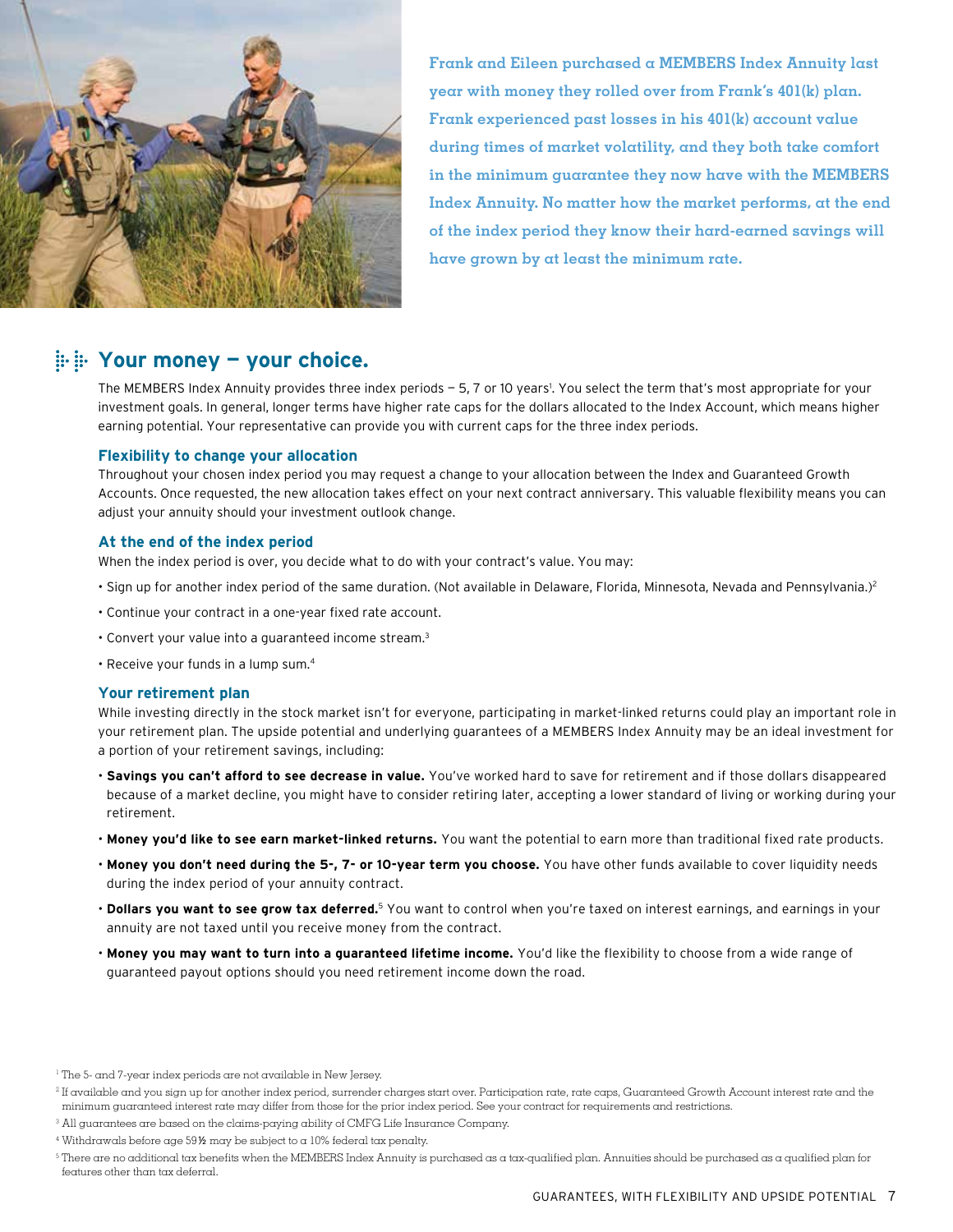**Frank and Eileen purchased a MEMBERS Index Annuity last year with money they rolled over from Frank's 401(k) plan. Frank experienced past losses in his 401(k) account value during times of market volatility, and they both take comfort in the minimum guarantee they now have with the MEMBERS Index Annuity. No matter how the market performs, at the end of the index period they know their hard-earned savings will have grown by at least the minimum rate.**

## Your money — your choice.

The MEMBERS Index Annuity provides three index periods — 5, 7 or 10 years[1]. You select the term that's most appropriate for your investment goals. In general, longer terms have higher rate caps for the dollars allocated to the Index Account, which means higher earning potential. Your representative can provide you with current caps for the three index periods.

### Flexibility to change your allocation

Throughout your chosen index period you may request a change to your allocation between the Index and Guaranteed Growth Accounts. Once requested, the new allocation takes effect on your next contract anniversary. This valuable flexibility means you can adjust your annuity should your investment outlook change.

### At the end of the index period

When the index period is over, you decide what to do with your contract's value. You may:

- Sign up for another index period of the same duration. (Not available in Delaware, Florida, Minnesota, Nevada and Pennsylvania.)[2]
- Continue your contract in a one-year fixed rate account.
- Convert your value into a guaranteed income stream.[3]
- Receive your funds in a lump sum.[4]

### Your retirement plan

While investing directly in the stock market isn't for everyone, participating in market-linked returns could play an important role in your retirement plan. The upside potential and underlying guarantees of a MEMBERS Index Annuity may be an ideal investment for a portion of your retirement savings, including:

- **Savings you can't afford to see decrease in value.** You've worked hard to save for retirement and if those dollars disappeared because of a market decline, you might have to consider retiring later, accepting a lower standard of living or working during your retirement.
- **Money you'd like to see earn market-linked returns.** You want the potential to earn more than traditional fixed rate products.
- **Money you don't need during the 5-, 7- or 10-year term you choose.** You have other funds available to cover liquidity needs during the index period of your annuity contract.
- **Dollars you want to see grow tax deferred.**[5] You want to control when you're taxed on interest earnings, and earnings in your annuity are not taxed until you receive money from the contract.
- **Money you may want to turn into a guaranteed lifetime income.** You'd like the flexibility to choose from a wide range of guaranteed payout options should you need retirement income down the road.

[1] The 5- and 7-year index periods are not available in New Jersey.

[2] If available and you sign up for another index period, surrender charges start over. Participation rate, rate caps, Guaranteed Growth Account interest rate and the minimum guaranteed interest rate may differ from those for the prior index period. See your contract for requirements and restrictions.

[3] All guarantees are based on the claims-paying ability of CMFG Life Insurance Company.

[4] Withdrawals before age 59½ may be subject to a 10% federal tax penalty.

[5] There are no additional tax benefits when the MEMBERS Index Annuity is purchased as a tax-qualified plan. Annuities should be purchased as a qualified plan for features other than tax deferral.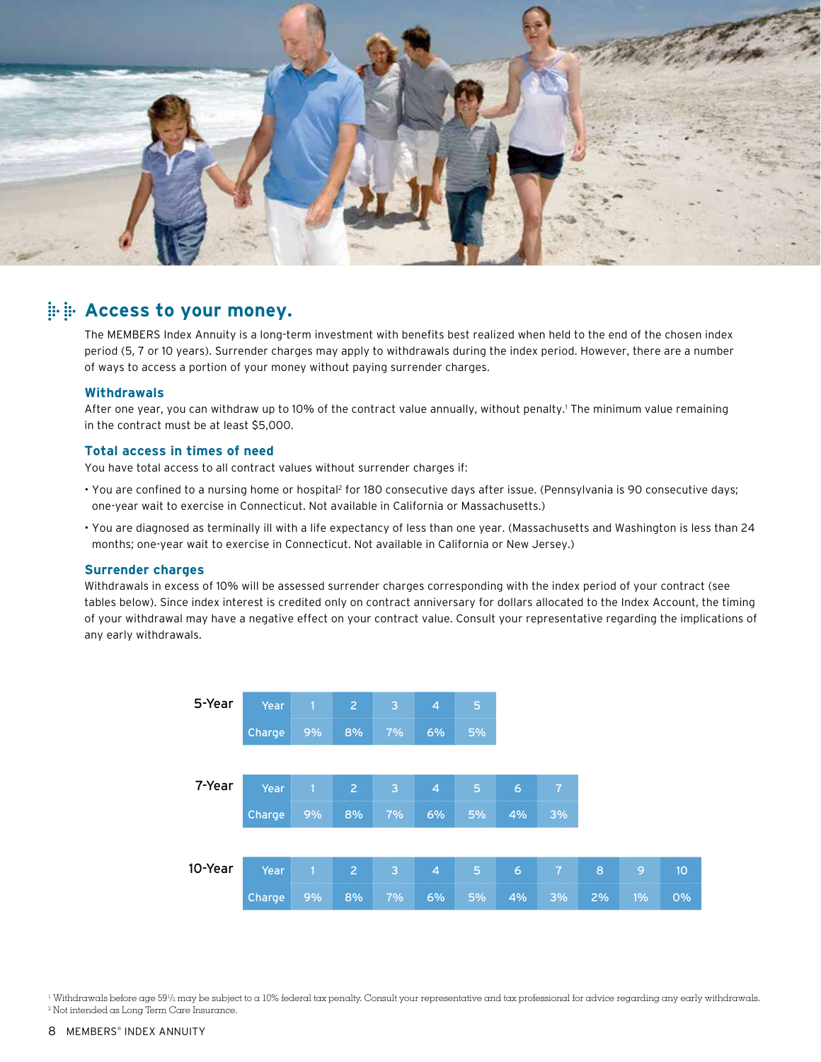## Access to your money.

The MEMBERS Index Annuity is a long-term investment with benefits best realized when held to the end of the chosen index period (5, 7 or 10 years). Surrender charges may apply to withdrawals during the index period. However, there are a number of ways to access a portion of your money without paying surrender charges.

### Withdrawals

After one year, you can withdraw up to 10% of the contract value annually, without penalty.[1] The minimum value remaining in the contract must be at least $5,000.

### Total access in times of need

You have total access to all contract values without surrender charges if:

- You are confined to a nursing home or hospital[2] for 180 consecutive days after issue. (Pennsylvania is 90 consecutive days; one-year wait to exercise in Connecticut. Not available in California or Massachusetts.)
- You are diagnosed as terminally ill with a life expectancy of less than one year. (Massachusetts and Washington is less than 24 months; one-year wait to exercise in Connecticut. Not available in California or New Jersey.)

### Surrender charges

Withdrawals in excess of 10% will be assessed surrender charges corresponding with the index period of your contract (see tables below). Since index interest is credited only on contract anniversary for dollars allocated to the Index Account, the timing of your withdrawal may have a negative effect on your contract value. Consult your representative regarding the implications of any early withdrawals.

**5-Year**

| Year | 1 | 2 | 3 | 4 | 5 |
|---|---|---|---|---|---|
| Charge | 9% | 8% | 7% | 6% | 5% |

**7-Year**

| Year | 1 | 2 | 3 | 4 | 5 | 6 | 7 |
|---|---|---|---|---|---|---|---|
| Charge | 9% | 8% | 7% | 6% | 5% | 4% | 3% |

**10-Year**

| Year | 1 | 2 | 3 | 4 | 5 | 6 | 7 | 8 | 9 | 10 |
|---|---|---|---|---|---|---|---|---|---|---|
| Charge | 9% | 8% | 7% | 6% | 5% | 4% | 3% | 2% | 1% | 0% |

[1] Withdrawals before age 59½ may be subject to a 10% federal tax penalty. Consult your representative and tax professional for advice regarding any early withdrawals.
[2] Not intended as Long Term Care Insurance.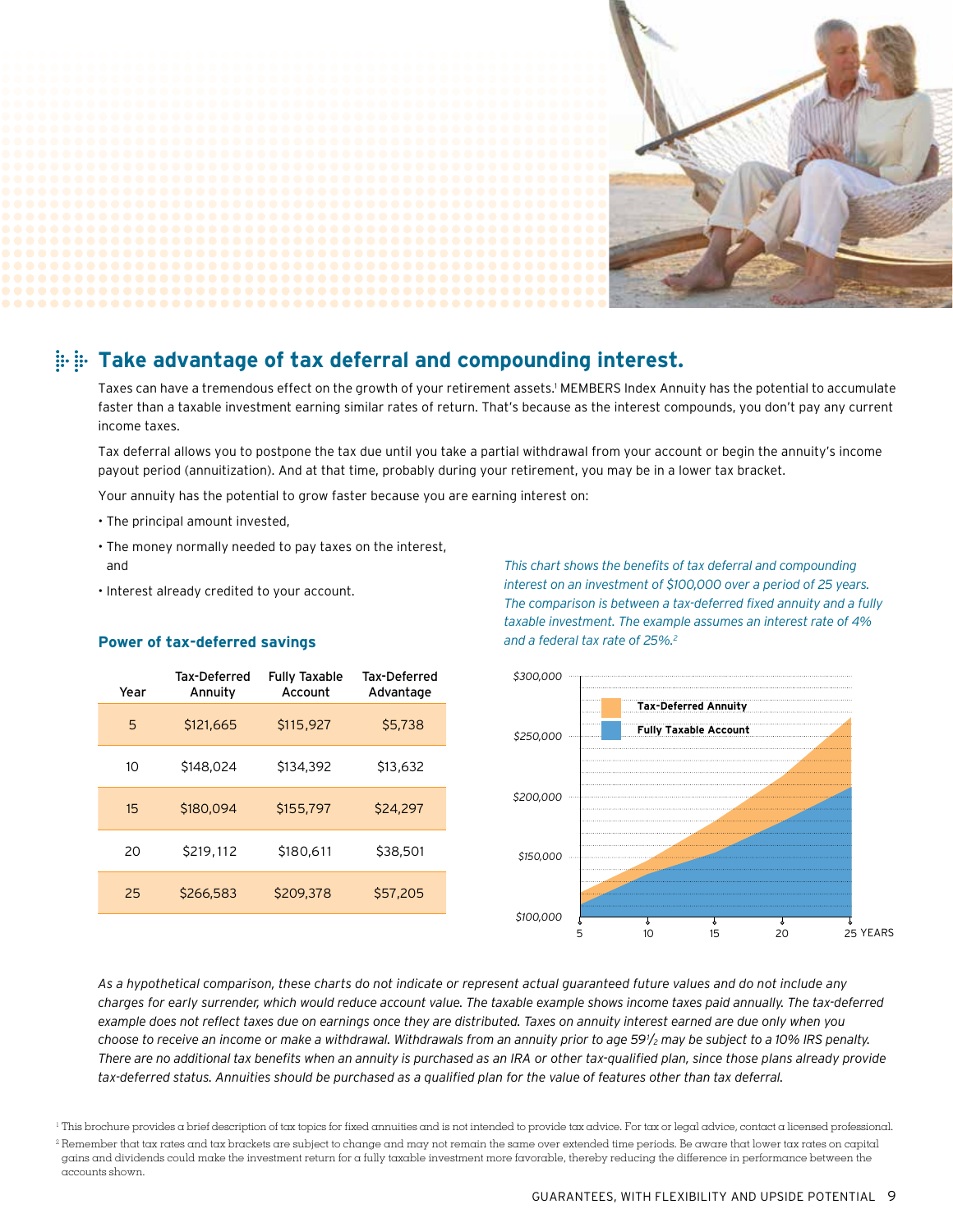## Take advantage of tax deferral and compounding interest.

Taxes can have a tremendous effect on the growth of your retirement assets.[1] MEMBERS Index Annuity has the potential to accumulate faster than a taxable investment earning similar rates of return. That's because as the interest compounds, you don't pay any current income taxes.

Tax deferral allows you to postpone the tax due until you take a partial withdrawal from your account or begin the annuity's income payout period (annuitization). And at that time, probably during your retirement, you may be in a lower tax bracket.

Your annuity has the potential to grow faster because you are earning interest on:

- The principal amount invested,
- The money normally needed to pay taxes on the interest, and
- Interest already credited to your account.

### Power of tax-deferred savings

| Year | Tax-Deferred Annuity | Fully Taxable Account | Tax-Deferred Advantage |
|---|---|---|---|
| 5 | $121,665 | $115,927 | $5,738 |
| 10 | $148,024 | $134,392 | $13,632 |
| 15 | $180,094 | $155,797 | $24,297 |
| 20 | $219,112 | $180,611 | $38,501 |
| 25 | $266,583 | $209,378 | $57,205 |

*This chart shows the benefits of tax deferral and compounding interest on an investment of $100,000 over a period of 25 years. The comparison is between a tax-deferred fixed annuity and a fully taxable investment. The example assumes an interest rate of 4% and a federal tax rate of 25%.*[2]

*As a hypothetical comparison, these charts do not indicate or represent actual guaranteed future values and do not include any charges for early surrender, which would reduce account value. The taxable example shows income taxes paid annually. The tax-deferred example does not reflect taxes due on earnings once they are distributed. Taxes on annuity interest earned are due only when you choose to receive an income or make a withdrawal. Withdrawals from an annuity prior to age 59½ may be subject to a 10% IRS penalty. There are no additional tax benefits when an annuity is purchased as an IRA or other tax-qualified plan, since those plans already provide tax-deferred status. Annuities should be purchased as a qualified plan for the value of features other than tax deferral.*

[1] This brochure provides a brief description of tax topics for fixed annuities and is not intended to provide tax advice. For tax or legal advice, contact a licensed professional.

[2] Remember that tax rates and tax brackets are subject to change and may not remain the same over extended time periods. Be aware that lower tax rates on capital gains and dividends could make the investment return for a fully taxable investment more favorable, thereby reducing the difference in performance between the accounts shown.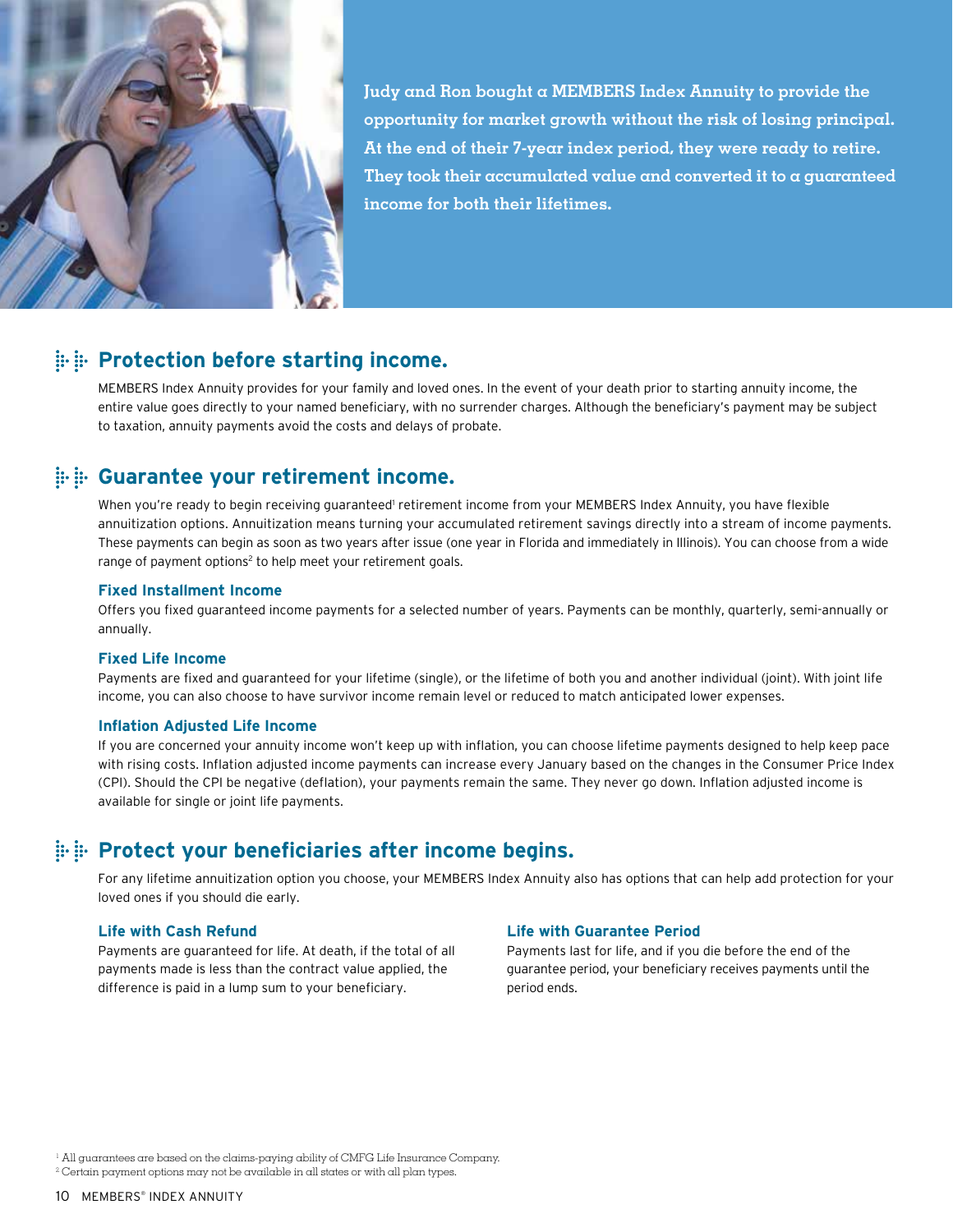**Judy and Ron bought a MEMBERS Index Annuity to provide the opportunity for market growth without the risk of losing principal. At the end of their 7-year index period, they were ready to retire. They took their accumulated value and converted it to a guaranteed income for both their lifetimes.**

## Protection before starting income.

MEMBERS Index Annuity provides for your family and loved ones. In the event of your death prior to starting annuity income, the entire value goes directly to your named beneficiary, with no surrender charges. Although the beneficiary's payment may be subject to taxation, annuity payments avoid the costs and delays of probate.

## Guarantee your retirement income.

When you're ready to begin receiving guaranteed[1] retirement income from your MEMBERS Index Annuity, you have flexible annuitization options. Annuitization means turning your accumulated retirement savings directly into a stream of income payments. These payments can begin as soon as two years after issue (one year in Florida and immediately in Illinois). You can choose from a wide range of payment options[2] to help meet your retirement goals.

### Fixed Installment Income

Offers you fixed guaranteed income payments for a selected number of years. Payments can be monthly, quarterly, semi-annually or annually.

### Fixed Life Income

Payments are fixed and guaranteed for your lifetime (single), or the lifetime of both you and another individual (joint). With joint life income, you can also choose to have survivor income remain level or reduced to match anticipated lower expenses.

### Inflation Adjusted Life Income

If you are concerned your annuity income won't keep up with inflation, you can choose lifetime payments designed to help keep pace with rising costs. Inflation adjusted income payments can increase every January based on the changes in the Consumer Price Index (CPI). Should the CPI be negative (deflation), your payments remain the same. They never go down. Inflation adjusted income is available for single or joint life payments.

## Protect your beneficiaries after income begins.

For any lifetime annuitization option you choose, your MEMBERS Index Annuity also has options that can help add protection for your loved ones if you should die early.

### Life with Cash Refund

Payments are guaranteed for life. At death, if the total of all payments made is less than the contract value applied, the difference is paid in a lump sum to your beneficiary.

### Life with Guarantee Period

Payments last for life, and if you die before the end of the guarantee period, your beneficiary receives payments until the period ends.

[1] All guarantees are based on the claims-paying ability of CMFG Life Insurance Company.
[2] Certain payment options may not be available in all states or with all plan types.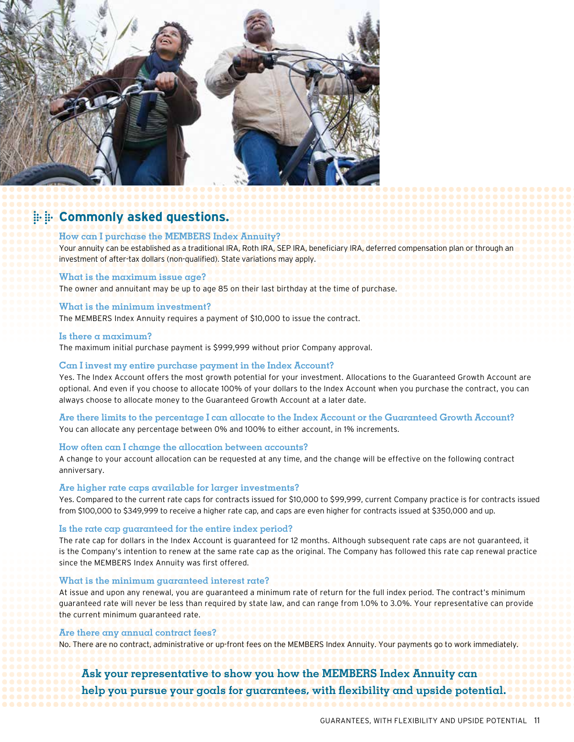## Commonly asked questions.

### How can I purchase the MEMBERS Index Annuity?

Your annuity can be established as a traditional IRA, Roth IRA, SEP IRA, beneficiary IRA, deferred compensation plan or through an investment of after-tax dollars (non-qualified). State variations may apply.

### What is the maximum issue age?

The owner and annuitant may be up to age 85 on their last birthday at the time of purchase.

### What is the minimum investment?

The MEMBERS Index Annuity requires a payment of $10,000 to issue the contract.

### Is there a maximum?

The maximum initial purchase payment is $999,999 without prior Company approval.

### Can I invest my entire purchase payment in the Index Account?

Yes. The Index Account offers the most growth potential for your investment. Allocations to the Guaranteed Growth Account are optional. And even if you choose to allocate 100% of your dollars to the Index Account when you purchase the contract, you can always choose to allocate money to the Guaranteed Growth Account at a later date.

### Are there limits to the percentage I can allocate to the Index Account or the Guaranteed Growth Account?

You can allocate any percentage between 0% and 100% to either account, in 1% increments.

### How often can I change the allocation between accounts?

A change to your account allocation can be requested at any time, and the change will be effective on the following contract anniversary.

### Are higher rate caps available for larger investments?

Yes. Compared to the current rate caps for contracts issued for $10,000 to $99,999, current Company practice is for contracts issued from $100,000 to $349,999 to receive a higher rate cap, and caps are even higher for contracts issued at $350,000 and up.

### Is the rate cap guaranteed for the entire index period?

The rate cap for dollars in the Index Account is guaranteed for 12 months. Although subsequent rate caps are not guaranteed, it is the Company's intention to renew at the same rate cap as the original. The Company has followed this rate cap renewal practice since the MEMBERS Index Annuity was first offered.

### What is the minimum guaranteed interest rate?

At issue and upon any renewal, you are guaranteed a minimum rate of return for the full index period. The contract's minimum guaranteed rate will never be less than required by state law, and can range from 1.0% to 3.0%. Your representative can provide the current minimum guaranteed rate.

### Are there any annual contract fees?

No. There are no contract, administrative or up-front fees on the MEMBERS Index Annuity. Your payments go to work immediately.

**Ask your representative to show you how the MEMBERS Index Annuity can help you pursue your goals for guarantees, with flexibility and upside potential.**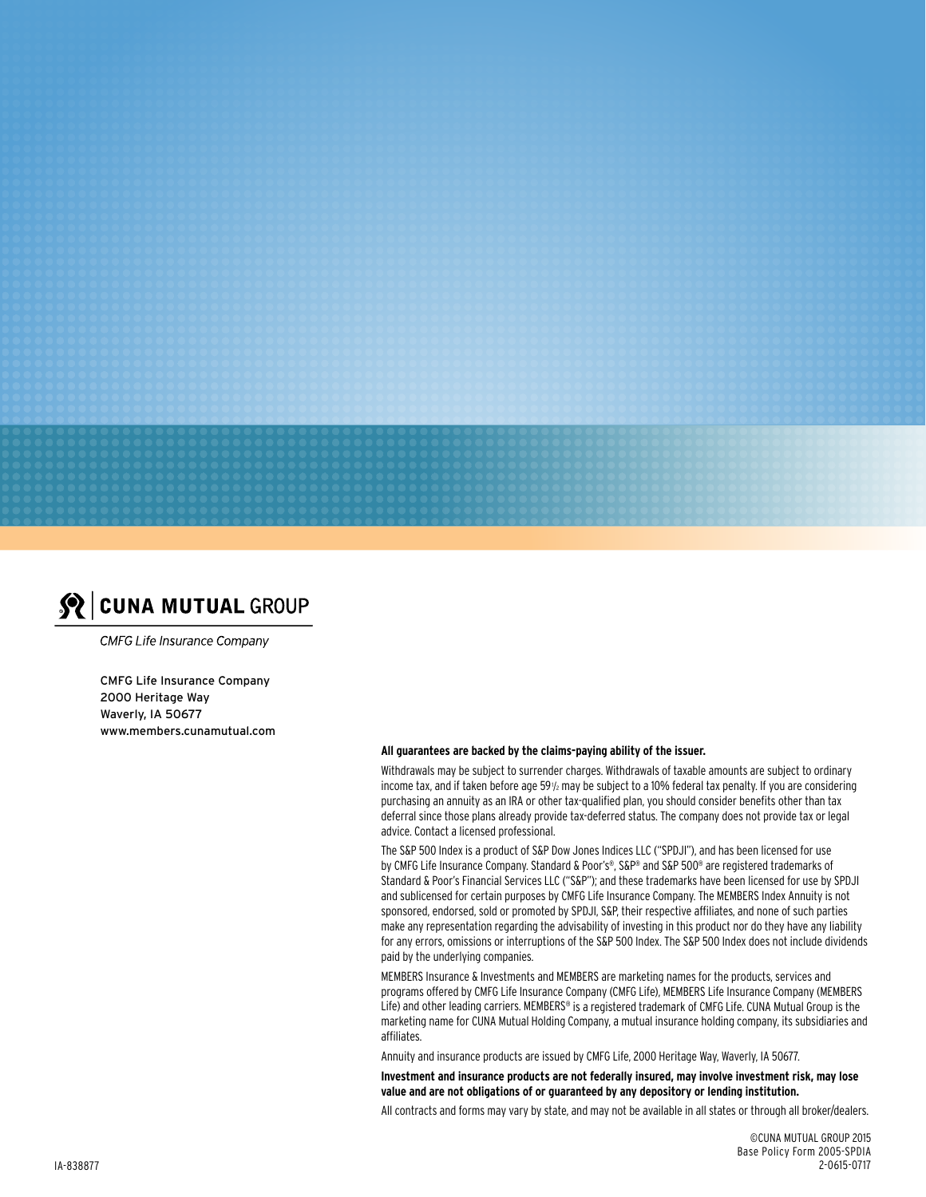CUNA MUTUAL GROUP

*CMFG Life Insurance Company*

CMFG Life Insurance Company
2000 Heritage Way
Waverly, IA 50677
www.members.cunamutual.com

**All guarantees are backed by the claims-paying ability of the issuer.**

Withdrawals may be subject to surrender charges. Withdrawals of taxable amounts are subject to ordinary income tax, and if taken before age 59½ may be subject to a 10% federal tax penalty. If you are considering purchasing an annuity as an IRA or other tax-qualified plan, you should consider benefits other than tax deferral since those plans already provide tax-deferred status. The company does not provide tax or legal advice. Contact a licensed professional.

The S&P 500 Index is a product of S&P Dow Jones Indices LLC ("SPDJI"), and has been licensed for use by CMFG Life Insurance Company. Standard & Poor's®, S&P® and S&P 500® are registered trademarks of Standard & Poor's Financial Services LLC ("S&P"); and these trademarks have been licensed for use by SPDJI and sublicensed for certain purposes by CMFG Life Insurance Company. The MEMBERS Index Annuity is not sponsored, endorsed, sold or promoted by SPDJI, S&P, their respective affiliates, and none of such parties make any representation regarding the advisability of investing in this product nor do they have any liability for any errors, omissions or interruptions of the S&P 500 Index. The S&P 500 Index does not include dividends paid by the underlying companies.

MEMBERS Insurance & Investments and MEMBERS are marketing names for the products, services and programs offered by CMFG Life Insurance Company (CMFG Life), MEMBERS Life Insurance Company (MEMBERS Life) and other leading carriers. MEMBERS® is a registered trademark of CMFG Life. CUNA Mutual Group is the marketing name for CUNA Mutual Holding Company, a mutual insurance holding company, its subsidiaries and affiliates.

Annuity and insurance products are issued by CMFG Life, 2000 Heritage Way, Waverly, IA 50677.

**Investment and insurance products are not federally insured, may involve investment risk, may lose value and are not obligations of or guaranteed by any depository or lending institution.**

All contracts and forms may vary by state, and may not be available in all states or through all broker/dealers.

©CUNA MUTUAL GROUP 2015
Base Policy Form 2005-SPDIA
2-0615-0717

IA-838877